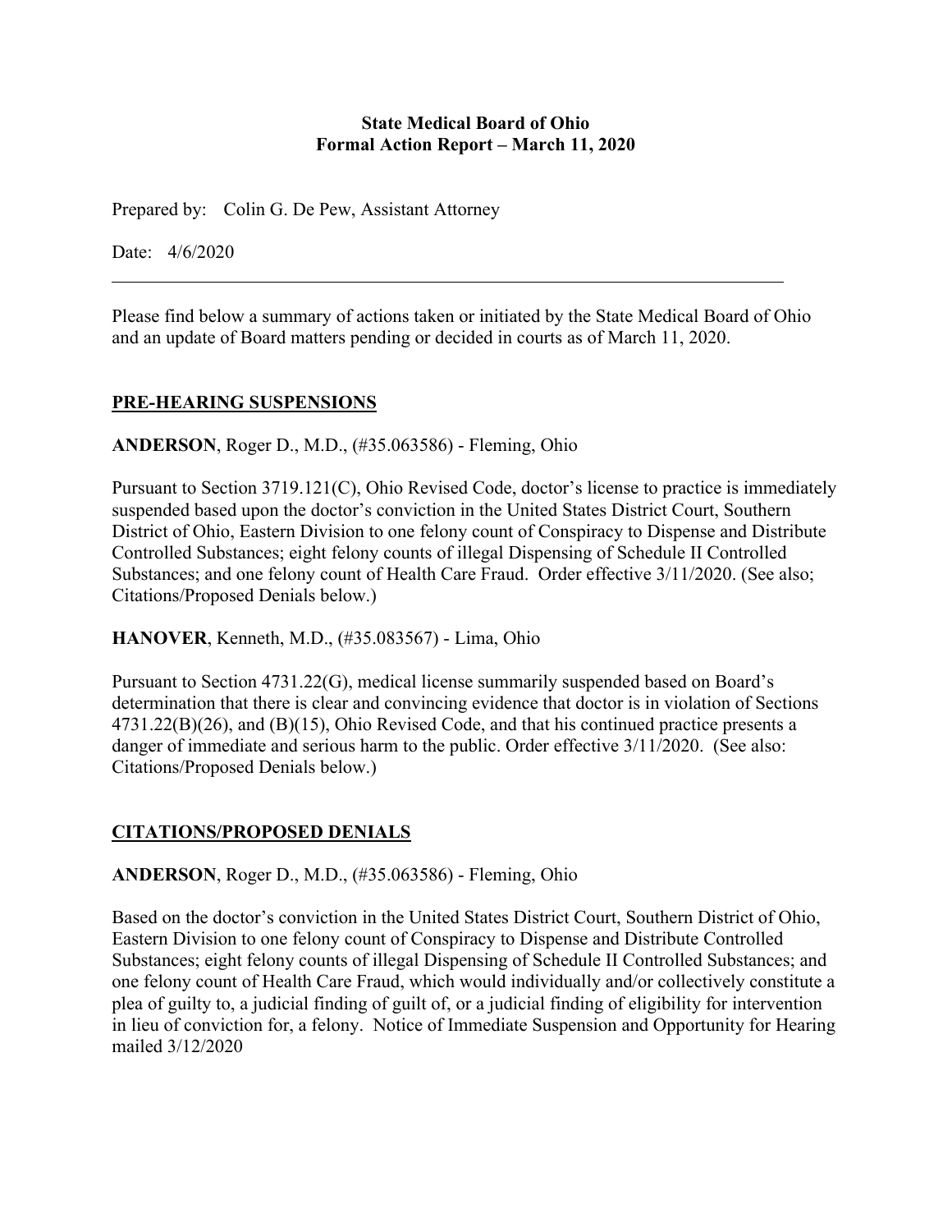**State Medical Board of Ohio**
**Formal Action Report – March 11, 2020**

Prepared by: Colin G. De Pew, Assistant Attorney

Date: 4/6/2020

---

Please find below a summary of actions taken or initiated by the State Medical Board of Ohio and an update of Board matters pending or decided in courts as of March 11, 2020.

## PRE-HEARING SUSPENSIONS

**ANDERSON**, Roger D., M.D., (#35.063586) - Fleming, Ohio

Pursuant to Section 3719.121(C), Ohio Revised Code, doctor's license to practice is immediately suspended based upon the doctor's conviction in the United States District Court, Southern District of Ohio, Eastern Division to one felony count of Conspiracy to Dispense and Distribute Controlled Substances; eight felony counts of illegal Dispensing of Schedule II Controlled Substances; and one felony count of Health Care Fraud. Order effective 3/11/2020. (See also; Citations/Proposed Denials below.)

**HANOVER**, Kenneth, M.D., (#35.083567) - Lima, Ohio

Pursuant to Section 4731.22(G), medical license summarily suspended based on Board's determination that there is clear and convincing evidence that doctor is in violation of Sections 4731.22(B)(26), and (B)(15), Ohio Revised Code, and that his continued practice presents a danger of immediate and serious harm to the public. Order effective 3/11/2020. (See also: Citations/Proposed Denials below.)

## CITATIONS/PROPOSED DENIALS

**ANDERSON**, Roger D., M.D., (#35.063586) - Fleming, Ohio

Based on the doctor's conviction in the United States District Court, Southern District of Ohio, Eastern Division to one felony count of Conspiracy to Dispense and Distribute Controlled Substances; eight felony counts of illegal Dispensing of Schedule II Controlled Substances; and one felony count of Health Care Fraud, which would individually and/or collectively constitute a plea of guilty to, a judicial finding of guilt of, or a judicial finding of eligibility for intervention in lieu of conviction for, a felony. Notice of Immediate Suspension and Opportunity for Hearing mailed 3/12/2020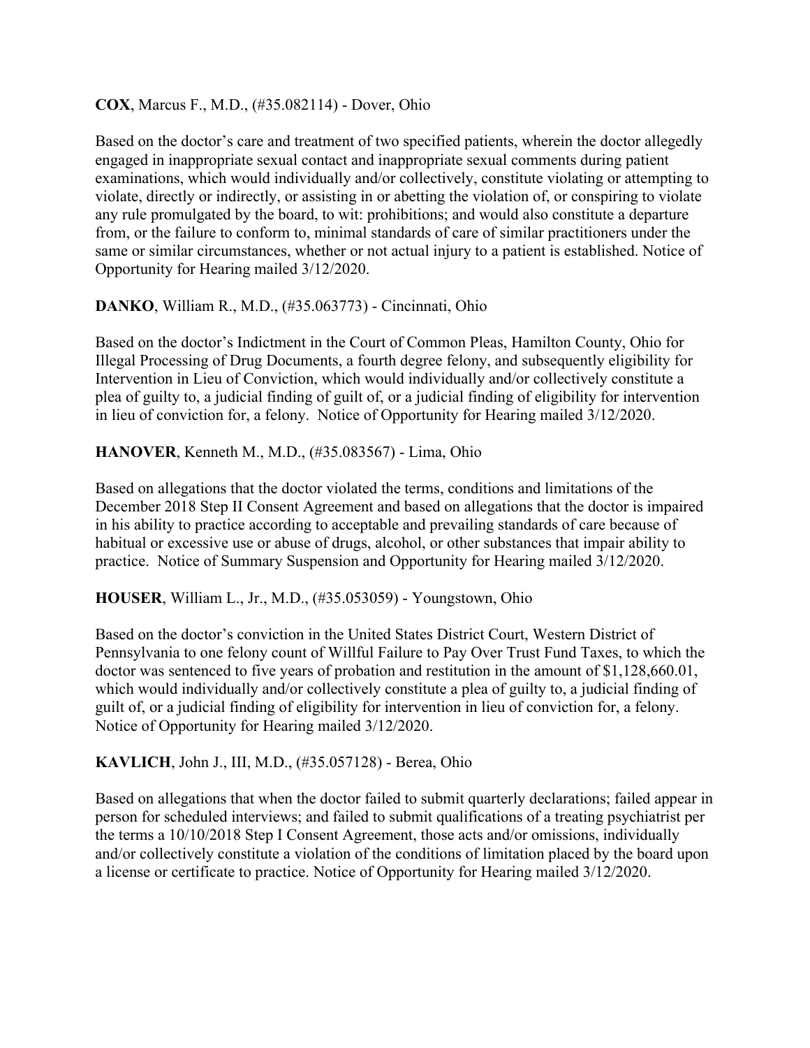**COX**, Marcus F., M.D., (#35.082114) - Dover, Ohio

Based on the doctor's care and treatment of two specified patients, wherein the doctor allegedly engaged in inappropriate sexual contact and inappropriate sexual comments during patient examinations, which would individually and/or collectively, constitute violating or attempting to violate, directly or indirectly, or assisting in or abetting the violation of, or conspiring to violate any rule promulgated by the board, to wit: prohibitions; and would also constitute a departure from, or the failure to conform to, minimal standards of care of similar practitioners under the same or similar circumstances, whether or not actual injury to a patient is established. Notice of Opportunity for Hearing mailed 3/12/2020.

**DANKO**, William R., M.D., (#35.063773) - Cincinnati, Ohio

Based on the doctor's Indictment in the Court of Common Pleas, Hamilton County, Ohio for Illegal Processing of Drug Documents, a fourth degree felony, and subsequently eligibility for Intervention in Lieu of Conviction, which would individually and/or collectively constitute a plea of guilty to, a judicial finding of guilt of, or a judicial finding of eligibility for intervention in lieu of conviction for, a felony. Notice of Opportunity for Hearing mailed 3/12/2020.

**HANOVER**, Kenneth M., M.D., (#35.083567) - Lima, Ohio

Based on allegations that the doctor violated the terms, conditions and limitations of the December 2018 Step II Consent Agreement and based on allegations that the doctor is impaired in his ability to practice according to acceptable and prevailing standards of care because of habitual or excessive use or abuse of drugs, alcohol, or other substances that impair ability to practice. Notice of Summary Suspension and Opportunity for Hearing mailed 3/12/2020.

**HOUSER**, William L., Jr., M.D., (#35.053059) - Youngstown, Ohio

Based on the doctor's conviction in the United States District Court, Western District of Pennsylvania to one felony count of Willful Failure to Pay Over Trust Fund Taxes, to which the doctor was sentenced to five years of probation and restitution in the amount of $1,128,660.01, which would individually and/or collectively constitute a plea of guilty to, a judicial finding of guilt of, or a judicial finding of eligibility for intervention in lieu of conviction for, a felony. Notice of Opportunity for Hearing mailed 3/12/2020.

**KAVLICH**, John J., III, M.D., (#35.057128) - Berea, Ohio

Based on allegations that when the doctor failed to submit quarterly declarations; failed appear in person for scheduled interviews; and failed to submit qualifications of a treating psychiatrist per the terms a 10/10/2018 Step I Consent Agreement, those acts and/or omissions, individually and/or collectively constitute a violation of the conditions of limitation placed by the board upon a license or certificate to practice. Notice of Opportunity for Hearing mailed 3/12/2020.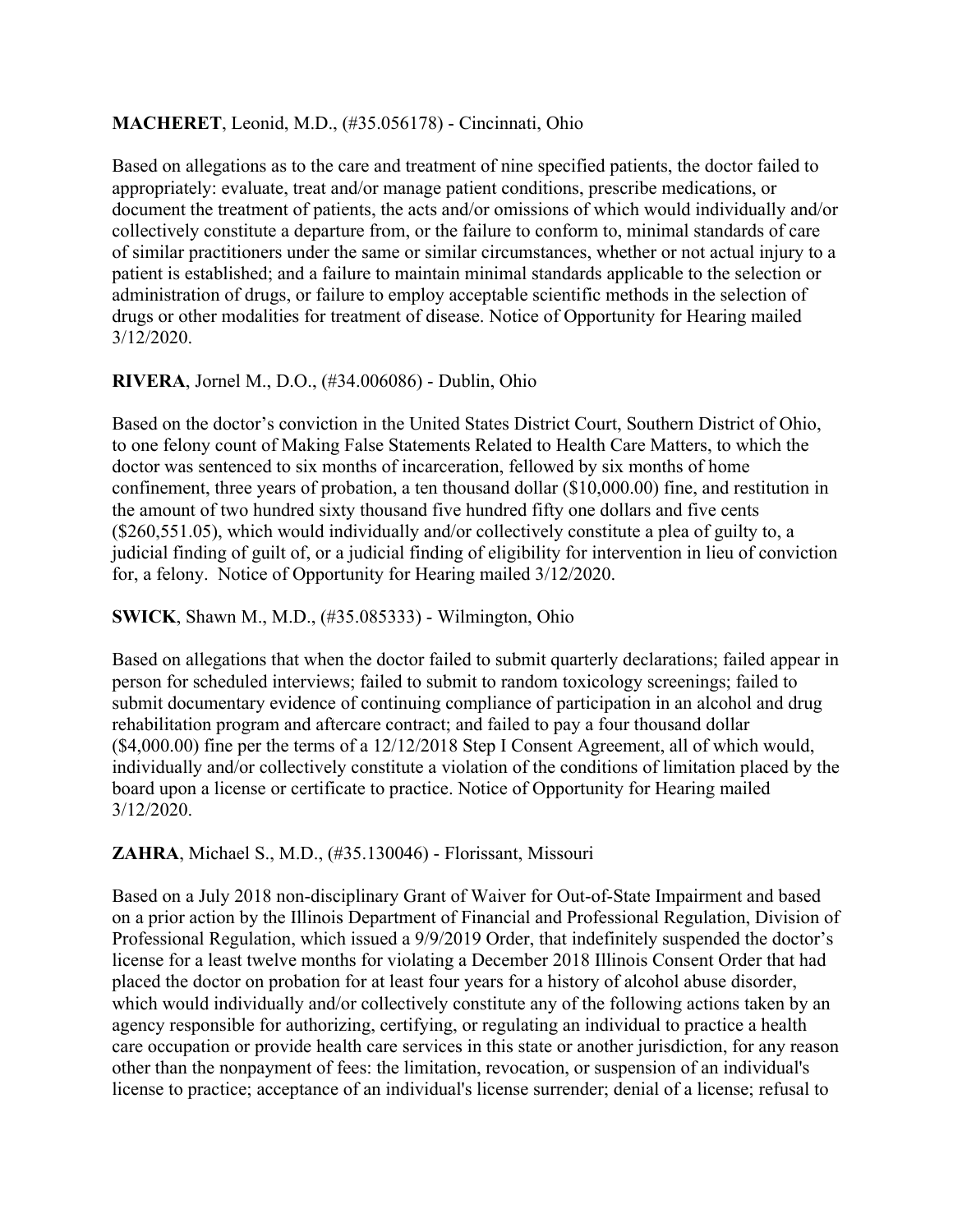**MACHERET**, Leonid, M.D., (#35.056178) - Cincinnati, Ohio

Based on allegations as to the care and treatment of nine specified patients, the doctor failed to appropriately: evaluate, treat and/or manage patient conditions, prescribe medications, or document the treatment of patients, the acts and/or omissions of which would individually and/or collectively constitute a departure from, or the failure to conform to, minimal standards of care of similar practitioners under the same or similar circumstances, whether or not actual injury to a patient is established; and a failure to maintain minimal standards applicable to the selection or administration of drugs, or failure to employ acceptable scientific methods in the selection of drugs or other modalities for treatment of disease. Notice of Opportunity for Hearing mailed 3/12/2020.

**RIVERA**, Jornel M., D.O., (#34.006086) - Dublin, Ohio

Based on the doctor's conviction in the United States District Court, Southern District of Ohio, to one felony count of Making False Statements Related to Health Care Matters, to which the doctor was sentenced to six months of incarceration, fellowed by six months of home confinement, three years of probation, a ten thousand dollar ($10,000.00) fine, and restitution in the amount of two hundred sixty thousand five hundred fifty one dollars and five cents ($260,551.05), which would individually and/or collectively constitute a plea of guilty to, a judicial finding of guilt of, or a judicial finding of eligibility for intervention in lieu of conviction for, a felony. Notice of Opportunity for Hearing mailed 3/12/2020.

**SWICK**, Shawn M., M.D., (#35.085333) - Wilmington, Ohio

Based on allegations that when the doctor failed to submit quarterly declarations; failed appear in person for scheduled interviews; failed to submit to random toxicology screenings; failed to submit documentary evidence of continuing compliance of participation in an alcohol and drug rehabilitation program and aftercare contract; and failed to pay a four thousand dollar ($4,000.00) fine per the terms of a 12/12/2018 Step I Consent Agreement, all of which would, individually and/or collectively constitute a violation of the conditions of limitation placed by the board upon a license or certificate to practice. Notice of Opportunity for Hearing mailed 3/12/2020.

**ZAHRA**, Michael S., M.D., (#35.130046) - Florissant, Missouri

Based on a July 2018 non-disciplinary Grant of Waiver for Out-of-State Impairment and based on a prior action by the Illinois Department of Financial and Professional Regulation, Division of Professional Regulation, which issued a 9/9/2019 Order, that indefinitely suspended the doctor's license for a least twelve months for violating a December 2018 Illinois Consent Order that had placed the doctor on probation for at least four years for a history of alcohol abuse disorder, which would individually and/or collectively constitute any of the following actions taken by an agency responsible for authorizing, certifying, or regulating an individual to practice a health care occupation or provide health care services in this state or another jurisdiction, for any reason other than the nonpayment of fees: the limitation, revocation, or suspension of an individual's license to practice; acceptance of an individual's license surrender; denial of a license; refusal to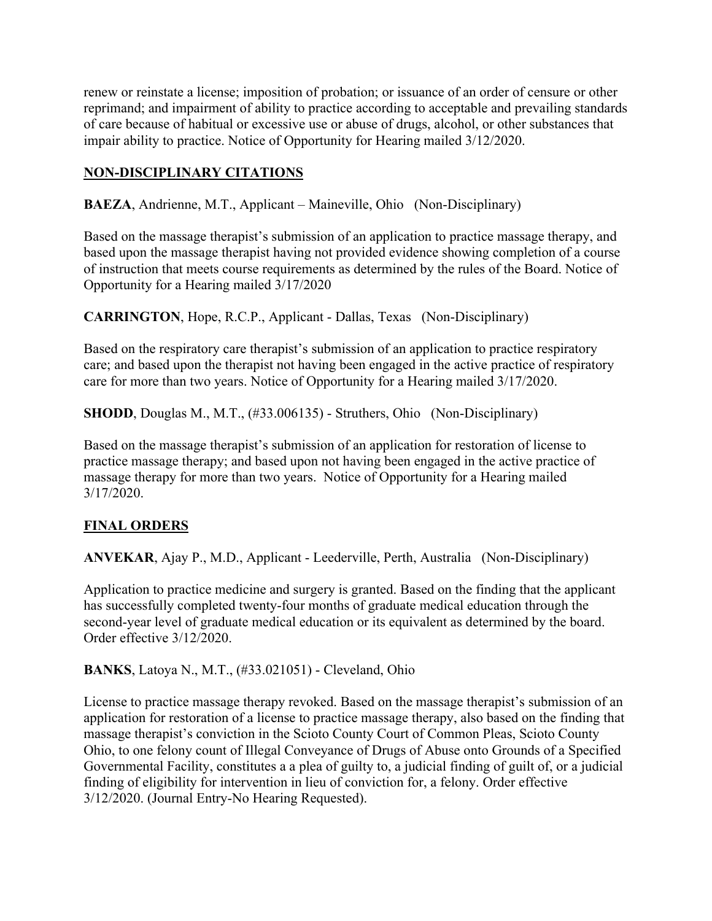renew or reinstate a license; imposition of probation; or issuance of an order of censure or other reprimand; and impairment of ability to practice according to acceptable and prevailing standards of care because of habitual or excessive use or abuse of drugs, alcohol, or other substances that impair ability to practice. Notice of Opportunity for Hearing mailed 3/12/2020.

## NON-DISCIPLINARY CITATIONS

**BAEZA**, Andrienne, M.T., Applicant – Maineville, Ohio (Non-Disciplinary)

Based on the massage therapist's submission of an application to practice massage therapy, and based upon the massage therapist having not provided evidence showing completion of a course of instruction that meets course requirements as determined by the rules of the Board. Notice of Opportunity for a Hearing mailed 3/17/2020

**CARRINGTON**, Hope, R.C.P., Applicant - Dallas, Texas (Non-Disciplinary)

Based on the respiratory care therapist's submission of an application to practice respiratory care; and based upon the therapist not having been engaged in the active practice of respiratory care for more than two years. Notice of Opportunity for a Hearing mailed 3/17/2020.

**SHODD**, Douglas M., M.T., (#33.006135) - Struthers, Ohio (Non-Disciplinary)

Based on the massage therapist's submission of an application for restoration of license to practice massage therapy; and based upon not having been engaged in the active practice of massage therapy for more than two years. Notice of Opportunity for a Hearing mailed 3/17/2020.

## FINAL ORDERS

**ANVEKAR**, Ajay P., M.D., Applicant - Leederville, Perth, Australia (Non-Disciplinary)

Application to practice medicine and surgery is granted. Based on the finding that the applicant has successfully completed twenty-four months of graduate medical education through the second-year level of graduate medical education or its equivalent as determined by the board. Order effective 3/12/2020.

**BANKS**, Latoya N., M.T., (#33.021051) - Cleveland, Ohio

License to practice massage therapy revoked. Based on the massage therapist's submission of an application for restoration of a license to practice massage therapy, also based on the finding that massage therapist's conviction in the Scioto County Court of Common Pleas, Scioto County Ohio, to one felony count of Illegal Conveyance of Drugs of Abuse onto Grounds of a Specified Governmental Facility, constitutes a a plea of guilty to, a judicial finding of guilt of, or a judicial finding of eligibility for intervention in lieu of conviction for, a felony. Order effective 3/12/2020. (Journal Entry-No Hearing Requested).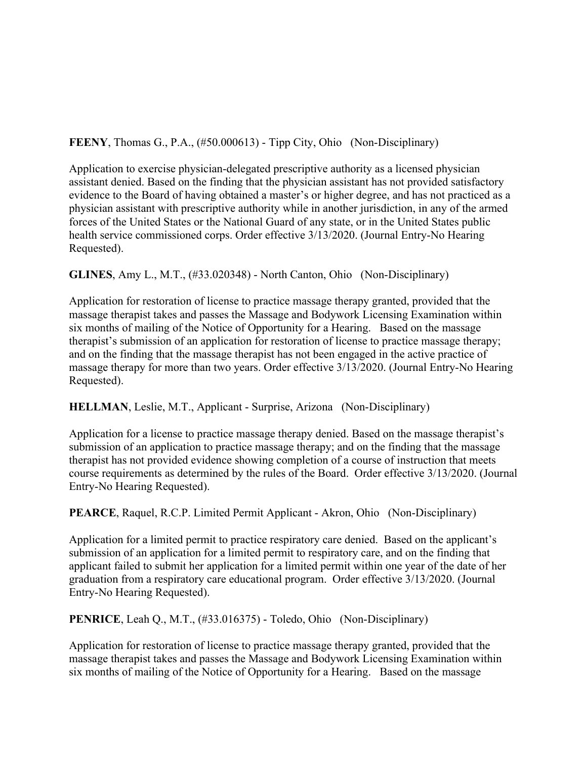**FEENY**, Thomas G., P.A., (#50.000613) - Tipp City, Ohio (Non-Disciplinary)

Application to exercise physician-delegated prescriptive authority as a licensed physician assistant denied. Based on the finding that the physician assistant has not provided satisfactory evidence to the Board of having obtained a master's or higher degree, and has not practiced as a physician assistant with prescriptive authority while in another jurisdiction, in any of the armed forces of the United States or the National Guard of any state, or in the United States public health service commissioned corps. Order effective 3/13/2020. (Journal Entry-No Hearing Requested).

**GLINES**, Amy L., M.T., (#33.020348) - North Canton, Ohio (Non-Disciplinary)

Application for restoration of license to practice massage therapy granted, provided that the massage therapist takes and passes the Massage and Bodywork Licensing Examination within six months of mailing of the Notice of Opportunity for a Hearing. Based on the massage therapist's submission of an application for restoration of license to practice massage therapy; and on the finding that the massage therapist has not been engaged in the active practice of massage therapy for more than two years. Order effective 3/13/2020. (Journal Entry-No Hearing Requested).

**HELLMAN**, Leslie, M.T., Applicant - Surprise, Arizona (Non-Disciplinary)

Application for a license to practice massage therapy denied. Based on the massage therapist's submission of an application to practice massage therapy; and on the finding that the massage therapist has not provided evidence showing completion of a course of instruction that meets course requirements as determined by the rules of the Board. Order effective 3/13/2020. (Journal Entry-No Hearing Requested).

**PEARCE**, Raquel, R.C.P. Limited Permit Applicant - Akron, Ohio (Non-Disciplinary)

Application for a limited permit to practice respiratory care denied. Based on the applicant's submission of an application for a limited permit to respiratory care, and on the finding that applicant failed to submit her application for a limited permit within one year of the date of her graduation from a respiratory care educational program. Order effective 3/13/2020. (Journal Entry-No Hearing Requested).

**PENRICE**, Leah Q., M.T., (#33.016375) - Toledo, Ohio (Non-Disciplinary)

Application for restoration of license to practice massage therapy granted, provided that the massage therapist takes and passes the Massage and Bodywork Licensing Examination within six months of mailing of the Notice of Opportunity for a Hearing. Based on the massage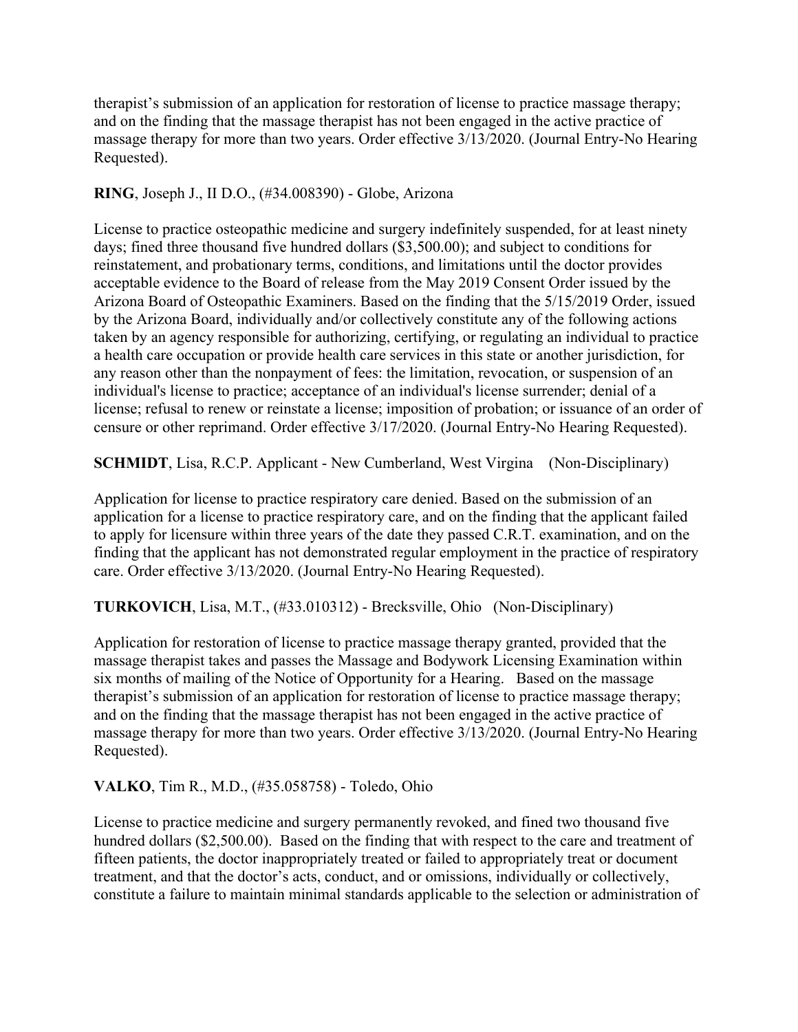therapist’s submission of an application for restoration of license to practice massage therapy; and on the finding that the massage therapist has not been engaged in the active practice of massage therapy for more than two years. Order effective 3/13/2020. (Journal Entry-No Hearing Requested).

**RING**, Joseph J., II D.O., (#34.008390) - Globe, Arizona

License to practice osteopathic medicine and surgery indefinitely suspended, for at least ninety days; fined three thousand five hundred dollars ($3,500.00); and subject to conditions for reinstatement, and probationary terms, conditions, and limitations until the doctor provides acceptable evidence to the Board of release from the May 2019 Consent Order issued by the Arizona Board of Osteopathic Examiners. Based on the finding that the 5/15/2019 Order, issued by the Arizona Board, individually and/or collectively constitute any of the following actions taken by an agency responsible for authorizing, certifying, or regulating an individual to practice a health care occupation or provide health care services in this state or another jurisdiction, for any reason other than the nonpayment of fees: the limitation, revocation, or suspension of an individual's license to practice; acceptance of an individual's license surrender; denial of a license; refusal to renew or reinstate a license; imposition of probation; or issuance of an order of censure or other reprimand. Order effective 3/17/2020. (Journal Entry-No Hearing Requested).

**SCHMIDT**, Lisa, R.C.P. Applicant - New Cumberland, West Virgina (Non-Disciplinary)

Application for license to practice respiratory care denied. Based on the submission of an application for a license to practice respiratory care, and on the finding that the applicant failed to apply for licensure within three years of the date they passed C.R.T. examination, and on the finding that the applicant has not demonstrated regular employment in the practice of respiratory care. Order effective 3/13/2020. (Journal Entry-No Hearing Requested).

**TURKOVICH**, Lisa, M.T., (#33.010312) - Brecksville, Ohio (Non-Disciplinary)

Application for restoration of license to practice massage therapy granted, provided that the massage therapist takes and passes the Massage and Bodywork Licensing Examination within six months of mailing of the Notice of Opportunity for a Hearing. Based on the massage therapist’s submission of an application for restoration of license to practice massage therapy; and on the finding that the massage therapist has not been engaged in the active practice of massage therapy for more than two years. Order effective 3/13/2020. (Journal Entry-No Hearing Requested).

**VALKO**, Tim R., M.D., (#35.058758) - Toledo, Ohio

License to practice medicine and surgery permanently revoked, and fined two thousand five hundred dollars ($2,500.00). Based on the finding that with respect to the care and treatment of fifteen patients, the doctor inappropriately treated or failed to appropriately treat or document treatment, and that the doctor’s acts, conduct, and or omissions, individually or collectively, constitute a failure to maintain minimal standards applicable to the selection or administration of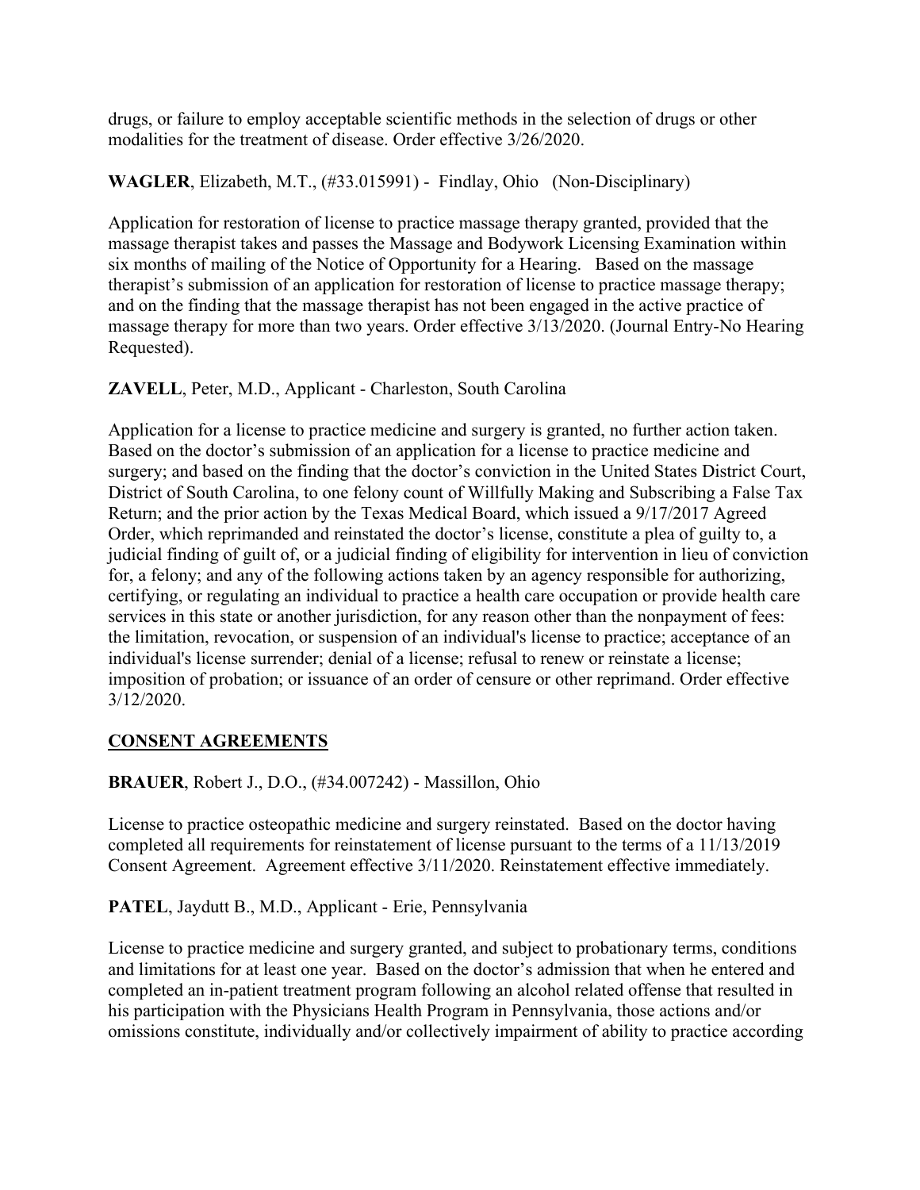drugs, or failure to employ acceptable scientific methods in the selection of drugs or other modalities for the treatment of disease. Order effective 3/26/2020.

**WAGLER**, Elizabeth, M.T., (#33.015991) - Findlay, Ohio (Non-Disciplinary)

Application for restoration of license to practice massage therapy granted, provided that the massage therapist takes and passes the Massage and Bodywork Licensing Examination within six months of mailing of the Notice of Opportunity for a Hearing. Based on the massage therapist's submission of an application for restoration of license to practice massage therapy; and on the finding that the massage therapist has not been engaged in the active practice of massage therapy for more than two years. Order effective 3/13/2020. (Journal Entry-No Hearing Requested).

**ZAVELL**, Peter, M.D., Applicant - Charleston, South Carolina

Application for a license to practice medicine and surgery is granted, no further action taken. Based on the doctor's submission of an application for a license to practice medicine and surgery; and based on the finding that the doctor's conviction in the United States District Court, District of South Carolina, to one felony count of Willfully Making and Subscribing a False Tax Return; and the prior action by the Texas Medical Board, which issued a 9/17/2017 Agreed Order, which reprimanded and reinstated the doctor's license, constitute a plea of guilty to, a judicial finding of guilt of, or a judicial finding of eligibility for intervention in lieu of conviction for, a felony; and any of the following actions taken by an agency responsible for authorizing, certifying, or regulating an individual to practice a health care occupation or provide health care services in this state or another jurisdiction, for any reason other than the nonpayment of fees: the limitation, revocation, or suspension of an individual's license to practice; acceptance of an individual's license surrender; denial of a license; refusal to renew or reinstate a license; imposition of probation; or issuance of an order of censure or other reprimand. Order effective 3/12/2020.

## CONSENT AGREEMENTS

**BRAUER**, Robert J., D.O., (#34.007242) - Massillon, Ohio

License to practice osteopathic medicine and surgery reinstated. Based on the doctor having completed all requirements for reinstatement of license pursuant to the terms of a 11/13/2019 Consent Agreement. Agreement effective 3/11/2020. Reinstatement effective immediately.

**PATEL**, Jaydutt B., M.D., Applicant - Erie, Pennsylvania

License to practice medicine and surgery granted, and subject to probationary terms, conditions and limitations for at least one year. Based on the doctor's admission that when he entered and completed an in-patient treatment program following an alcohol related offense that resulted in his participation with the Physicians Health Program in Pennsylvania, those actions and/or omissions constitute, individually and/or collectively impairment of ability to practice according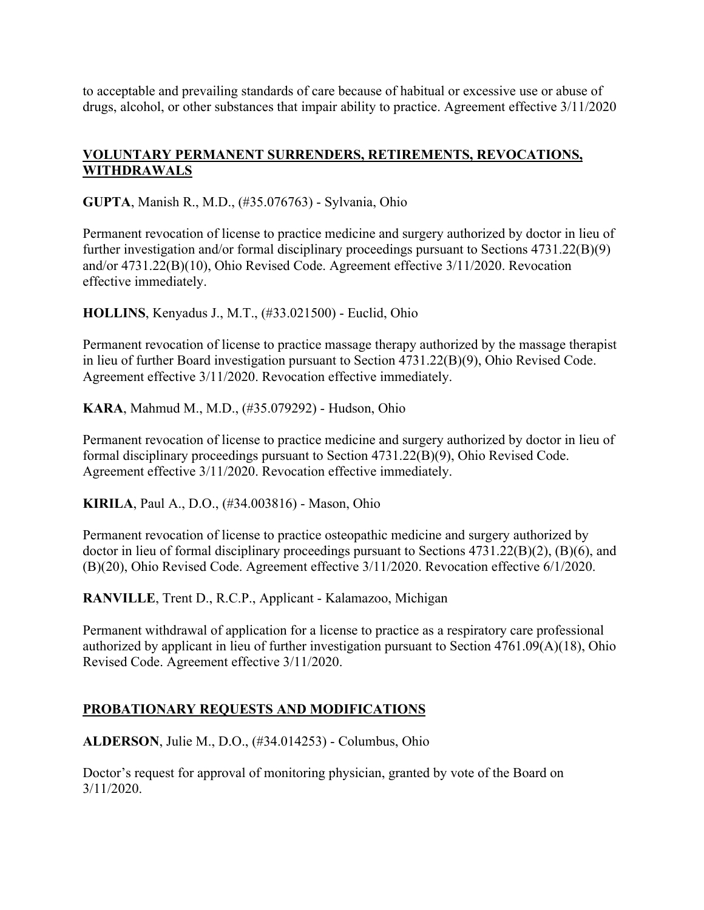to acceptable and prevailing standards of care because of habitual or excessive use or abuse of drugs, alcohol, or other substances that impair ability to practice. Agreement effective 3/11/2020

## VOLUNTARY PERMANENT SURRENDERS, RETIREMENTS, REVOCATIONS, WITHDRAWALS

**GUPTA**, Manish R., M.D., (#35.076763) - Sylvania, Ohio

Permanent revocation of license to practice medicine and surgery authorized by doctor in lieu of further investigation and/or formal disciplinary proceedings pursuant to Sections 4731.22(B)(9) and/or 4731.22(B)(10), Ohio Revised Code. Agreement effective 3/11/2020. Revocation effective immediately.

**HOLLINS**, Kenyadus J., M.T., (#33.021500) - Euclid, Ohio

Permanent revocation of license to practice massage therapy authorized by the massage therapist in lieu of further Board investigation pursuant to Section 4731.22(B)(9), Ohio Revised Code. Agreement effective 3/11/2020. Revocation effective immediately.

**KARA**, Mahmud M., M.D., (#35.079292) - Hudson, Ohio

Permanent revocation of license to practice medicine and surgery authorized by doctor in lieu of formal disciplinary proceedings pursuant to Section 4731.22(B)(9), Ohio Revised Code. Agreement effective 3/11/2020. Revocation effective immediately.

**KIRILA**, Paul A., D.O., (#34.003816) - Mason, Ohio

Permanent revocation of license to practice osteopathic medicine and surgery authorized by doctor in lieu of formal disciplinary proceedings pursuant to Sections 4731.22(B)(2), (B)(6), and (B)(20), Ohio Revised Code. Agreement effective 3/11/2020. Revocation effective 6/1/2020.

**RANVILLE**, Trent D., R.C.P., Applicant - Kalamazoo, Michigan

Permanent withdrawal of application for a license to practice as a respiratory care professional authorized by applicant in lieu of further investigation pursuant to Section 4761.09(A)(18), Ohio Revised Code. Agreement effective 3/11/2020.

## PROBATIONARY REQUESTS AND MODIFICATIONS

**ALDERSON**, Julie M., D.O., (#34.014253) - Columbus, Ohio

Doctor's request for approval of monitoring physician, granted by vote of the Board on 3/11/2020.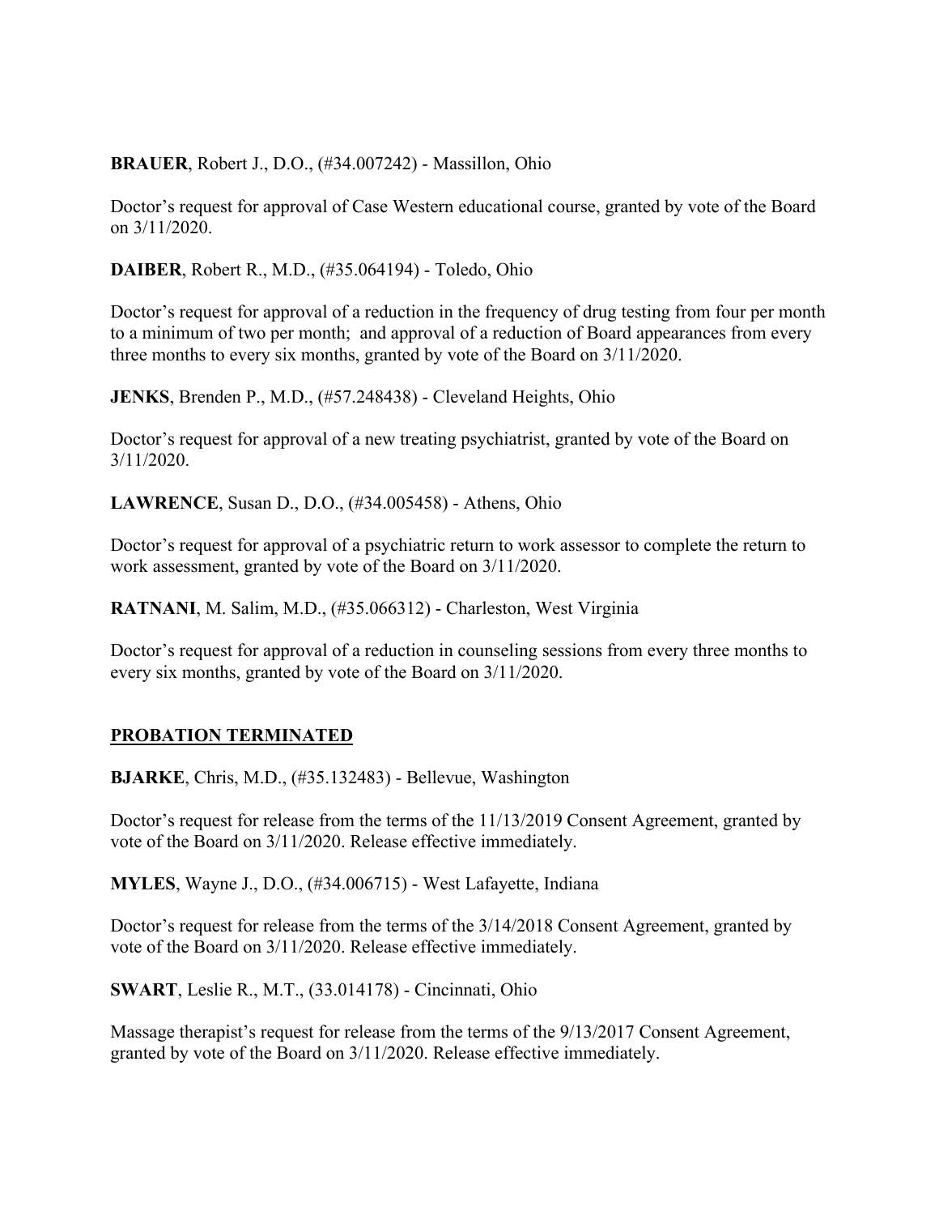**BRAUER**, Robert J., D.O., (#34.007242) - Massillon, Ohio

Doctor's request for approval of Case Western educational course, granted by vote of the Board on 3/11/2020.

**DAIBER**, Robert R., M.D., (#35.064194) - Toledo, Ohio

Doctor's request for approval of a reduction in the frequency of drug testing from four per month to a minimum of two per month; and approval of a reduction of Board appearances from every three months to every six months, granted by vote of the Board on 3/11/2020.

**JENKS**, Brenden P., M.D., (#57.248438) - Cleveland Heights, Ohio

Doctor's request for approval of a new treating psychiatrist, granted by vote of the Board on 3/11/2020.

**LAWRENCE**, Susan D., D.O., (#34.005458) - Athens, Ohio

Doctor's request for approval of a psychiatric return to work assessor to complete the return to work assessment, granted by vote of the Board on 3/11/2020.

**RATNANI**, M. Salim, M.D., (#35.066312) - Charleston, West Virginia

Doctor's request for approval of a reduction in counseling sessions from every three months to every six months, granted by vote of the Board on 3/11/2020.

## PROBATION TERMINATED

**BJARKE**, Chris, M.D., (#35.132483) - Bellevue, Washington

Doctor's request for release from the terms of the 11/13/2019 Consent Agreement, granted by vote of the Board on 3/11/2020. Release effective immediately.

**MYLES**, Wayne J., D.O., (#34.006715) - West Lafayette, Indiana

Doctor's request for release from the terms of the 3/14/2018 Consent Agreement, granted by vote of the Board on 3/11/2020. Release effective immediately.

**SWART**, Leslie R., M.T., (33.014178) - Cincinnati, Ohio

Massage therapist's request for release from the terms of the 9/13/2017 Consent Agreement, granted by vote of the Board on 3/11/2020. Release effective immediately.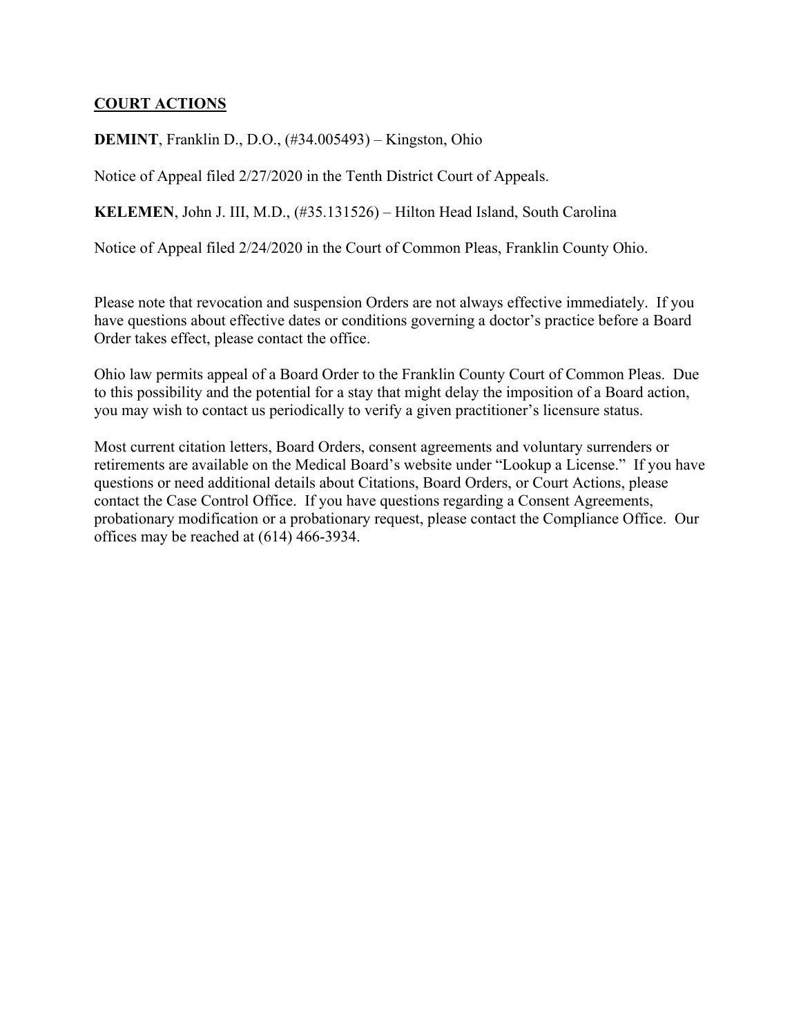## COURT ACTIONS

**DEMINT**, Franklin D., D.O., (#34.005493) – Kingston, Ohio

Notice of Appeal filed 2/27/2020 in the Tenth District Court of Appeals.

**KELEMEN**, John J. III, M.D., (#35.131526) – Hilton Head Island, South Carolina

Notice of Appeal filed 2/24/2020 in the Court of Common Pleas, Franklin County Ohio.

Please note that revocation and suspension Orders are not always effective immediately. If you have questions about effective dates or conditions governing a doctor's practice before a Board Order takes effect, please contact the office.

Ohio law permits appeal of a Board Order to the Franklin County Court of Common Pleas. Due to this possibility and the potential for a stay that might delay the imposition of a Board action, you may wish to contact us periodically to verify a given practitioner's licensure status.

Most current citation letters, Board Orders, consent agreements and voluntary surrenders or retirements are available on the Medical Board's website under "Lookup a License." If you have questions or need additional details about Citations, Board Orders, or Court Actions, please contact the Case Control Office. If you have questions regarding a Consent Agreements, probationary modification or a probationary request, please contact the Compliance Office. Our offices may be reached at (614) 466-3934.